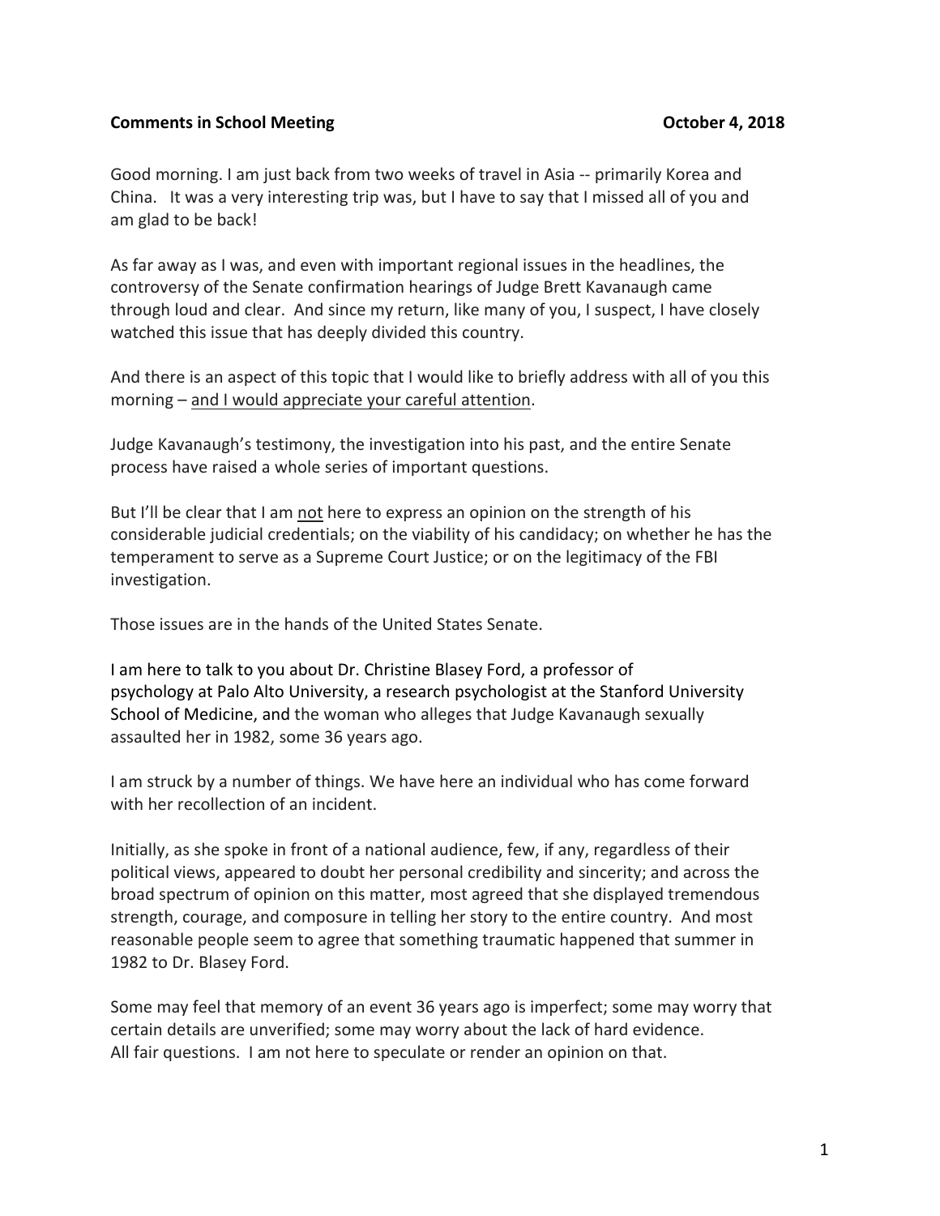**Comments in School Meeting** **October 4, 2018**

Good morning. I am just back from two weeks of travel in Asia -- primarily Korea and China. It was a very interesting trip was, but I have to say that I missed all of you and am glad to be back!

As far away as I was, and even with important regional issues in the headlines, the controversy of the Senate confirmation hearings of Judge Brett Kavanaugh came through loud and clear. And since my return, like many of you, I suspect, I have closely watched this issue that has deeply divided this country.

And there is an aspect of this topic that I would like to briefly address with all of you this morning – <u>and I would appreciate your careful attention</u>.

Judge Kavanaugh's testimony, the investigation into his past, and the entire Senate process have raised a whole series of important questions.

But I'll be clear that I am <u>not</u> here to express an opinion on the strength of his considerable judicial credentials; on the viability of his candidacy; on whether he has the temperament to serve as a Supreme Court Justice; or on the legitimacy of the FBI investigation.

Those issues are in the hands of the United States Senate.

I am here to talk to you about Dr. Christine Blasey Ford, a professor of psychology at Palo Alto University, a research psychologist at the Stanford University School of Medicine, and the woman who alleges that Judge Kavanaugh sexually assaulted her in 1982, some 36 years ago.

I am struck by a number of things. We have here an individual who has come forward with her recollection of an incident.

Initially, as she spoke in front of a national audience, few, if any, regardless of their political views, appeared to doubt her personal credibility and sincerity; and across the broad spectrum of opinion on this matter, most agreed that she displayed tremendous strength, courage, and composure in telling her story to the entire country. And most reasonable people seem to agree that something traumatic happened that summer in 1982 to Dr. Blasey Ford.

Some may feel that memory of an event 36 years ago is imperfect; some may worry that certain details are unverified; some may worry about the lack of hard evidence. All fair questions. I am not here to speculate or render an opinion on that.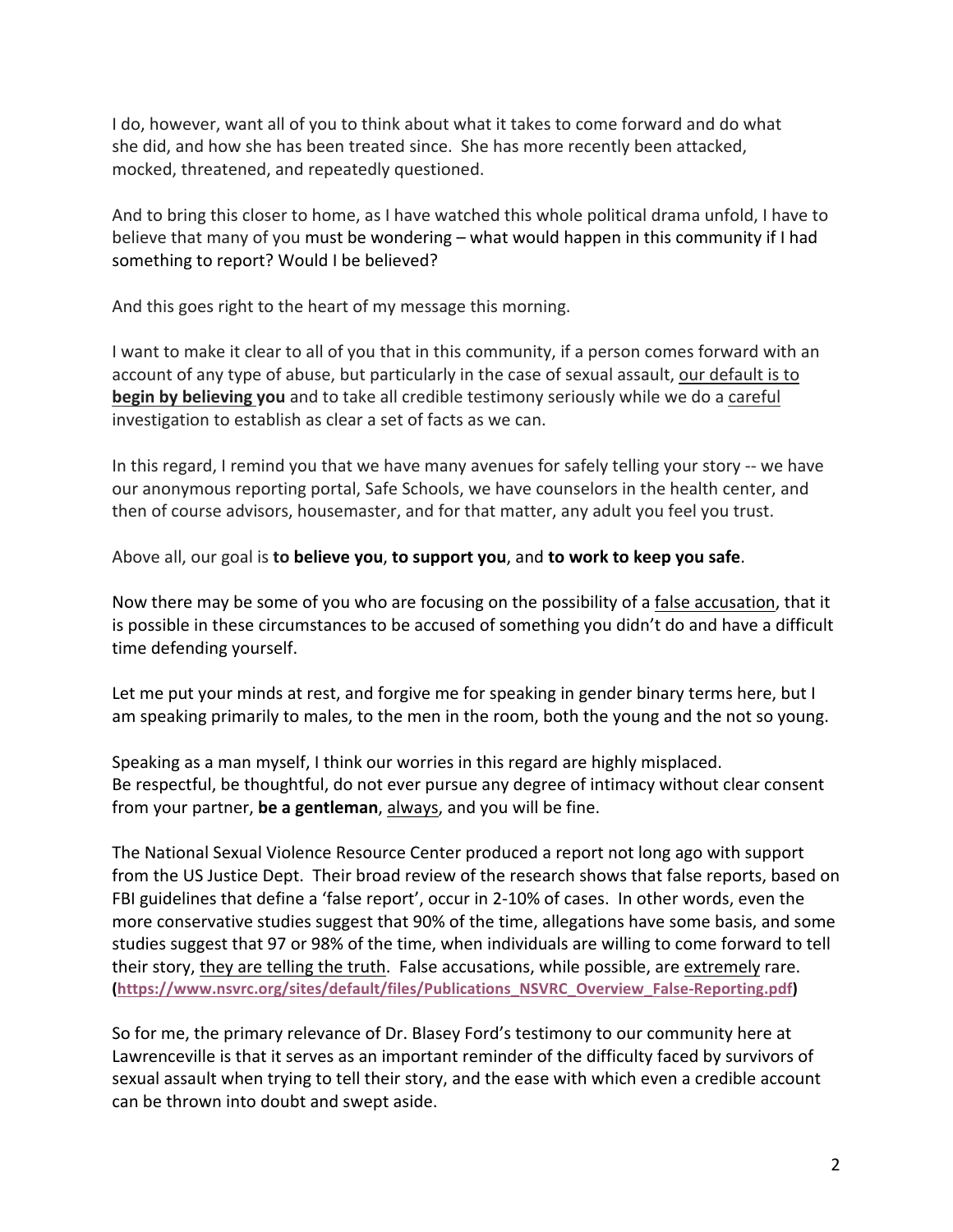I do, however, want all of you to think about what it takes to come forward and do what she did, and how she has been treated since. She has more recently been attacked, mocked, threatened, and repeatedly questioned.

And to bring this closer to home, as I have watched this whole political drama unfold, I have to believe that many of you must be wondering – what would happen in this community if I had something to report? Would I be believed?

And this goes right to the heart of my message this morning.

I want to make it clear to all of you that in this community, if a person comes forward with an account of any type of abuse, but particularly in the case of sexual assault, <u>our default is to</u> <u>**begin by believing** **you**</u> and to take all credible testimony seriously while we do a <u>careful</u> investigation to establish as clear a set of facts as we can.

In this regard, I remind you that we have many avenues for safely telling your story -- we have our anonymous reporting portal, Safe Schools, we have counselors in the health center, and then of course advisors, housemaster, and for that matter, any adult you feel you trust.

Above all, our goal is **to believe you**, **to support you**, and **to work to keep you safe**.

Now there may be some of you who are focusing on the possibility of a <u>false accusation</u>, that it is possible in these circumstances to be accused of something you didn't do and have a difficult time defending yourself.

Let me put your minds at rest, and forgive me for speaking in gender binary terms here, but I am speaking primarily to males, to the men in the room, both the young and the not so young.

Speaking as a man myself, I think our worries in this regard are highly misplaced.
Be respectful, be thoughtful, do not ever pursue any degree of intimacy without clear consent from your partner, **be a gentleman**, <u>always</u>, and you will be fine.

The National Sexual Violence Resource Center produced a report not long ago with support from the US Justice Dept. Their broad review of the research shows that false reports, based on FBI guidelines that define a 'false report', occur in 2-10% of cases. In other words, even the more conservative studies suggest that 90% of the time, allegations have some basis, and some studies suggest that 97 or 98% of the time, when individuals are willing to come forward to tell their story, <u>they are telling the truth</u>. False accusations, while possible, are <u>extremely</u> rare. **(https://www.nsvrc.org/sites/default/files/Publications_NSVRC_Overview_False-Reporting.pdf)**

So for me, the primary relevance of Dr. Blasey Ford's testimony to our community here at Lawrenceville is that it serves as an important reminder of the difficulty faced by survivors of sexual assault when trying to tell their story, and the ease with which even a credible account can be thrown into doubt and swept aside.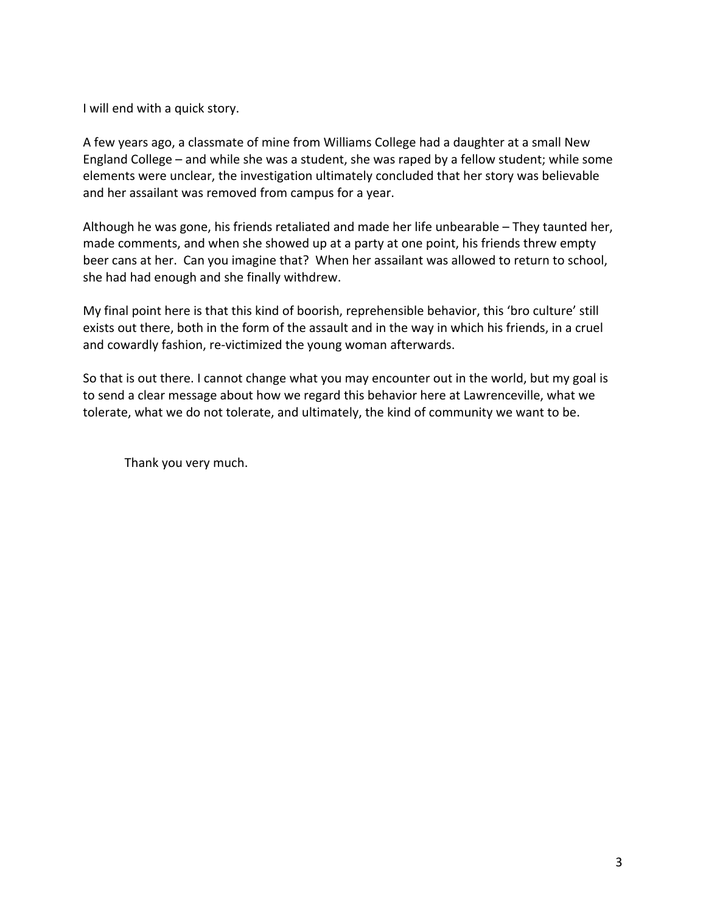I will end with a quick story.

A few years ago, a classmate of mine from Williams College had a daughter at a small New England College – and while she was a student, she was raped by a fellow student; while some elements were unclear, the investigation ultimately concluded that her story was believable and her assailant was removed from campus for a year.

Although he was gone, his friends retaliated and made her life unbearable – They taunted her, made comments, and when she showed up at a party at one point, his friends threw empty beer cans at her. Can you imagine that? When her assailant was allowed to return to school, she had had enough and she finally withdrew.

My final point here is that this kind of boorish, reprehensible behavior, this 'bro culture' still exists out there, both in the form of the assault and in the way in which his friends, in a cruel and cowardly fashion, re-victimized the young woman afterwards.

So that is out there. I cannot change what you may encounter out in the world, but my goal is to send a clear message about how we regard this behavior here at Lawrenceville, what we tolerate, what we do not tolerate, and ultimately, the kind of community we want to be.

Thank you very much.